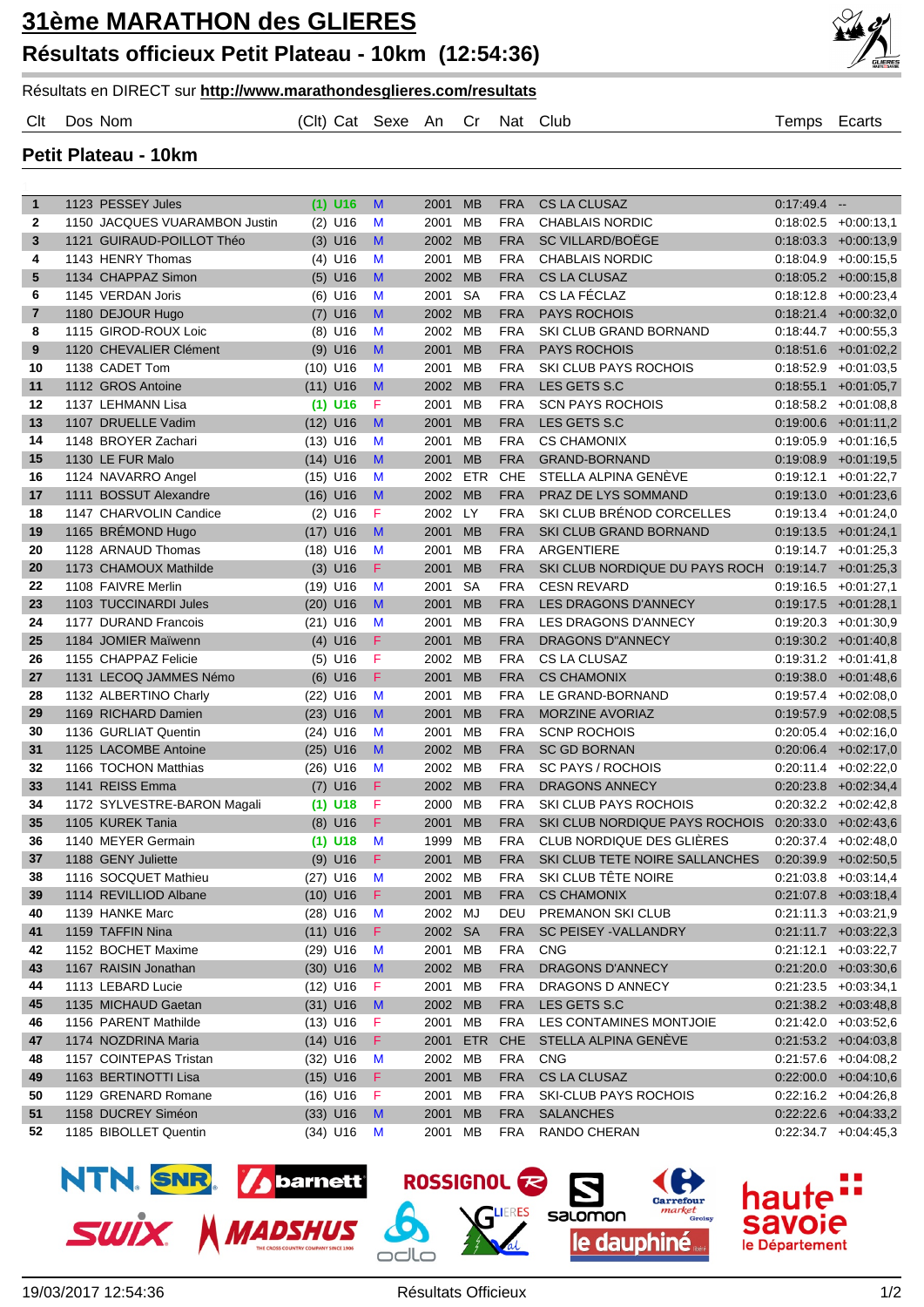# 31ème MARATHON des GLIERES

## Résultats officieux Petit Plateau - 10km (12:54:36)

Résultats en DIRECT sur **http://www.marathondesglieres.com/resultats**

### Petit Plateau - 10km

| Clt | Dos | Nom | (Clt) Cat | Sexe | An | Cr | Nat | Club | Temps | Ecarts |
|---|---|---|---|---|---|---|---|---|---|---|
| 1 | 1123 | PESSEY Jules | (1) U16 | M | 2001 | MB | FRA | CS LA CLUSAZ | 0:17:49.4 | -- |
| 2 | 1150 | JACQUES VUARAMBON Justin | (2) U16 | M | 2001 | MB | FRA | CHABLAIS NORDIC | 0:18:02.5 | +0:00:13,1 |
| 3 | 1121 | GUIRAUD-POILLOT Théo | (3) U16 | M | 2002 | MB | FRA | SC VILLARD/BOËGE | 0:18:03.3 | +0:00:13,9 |
| 4 | 1143 | HENRY Thomas | (4) U16 | M | 2001 | MB | FRA | CHABLAIS NORDIC | 0:18:04.9 | +0:00:15,5 |
| 5 | 1134 | CHAPPAZ Simon | (5) U16 | M | 2002 | MB | FRA | CS LA CLUSAZ | 0:18:05.2 | +0:00:15,8 |
| 6 | 1145 | VERDAN Joris | (6) U16 | M | 2001 | SA | FRA | CS LA FÉCLAZ | 0:18:12.8 | +0:00:23,4 |
| 7 | 1180 | DEJOUR Hugo | (7) U16 | M | 2002 | MB | FRA | PAYS ROCHOIS | 0:18:21.4 | +0:00:32,0 |
| 8 | 1115 | GIROD-ROUX Loic | (8) U16 | M | 2002 | MB | FRA | SKI CLUB GRAND BORNAND | 0:18:44.7 | +0:00:55,3 |
| 9 | 1120 | CHEVALIER Clément | (9) U16 | M | 2001 | MB | FRA | PAYS ROCHOIS | 0:18:51.6 | +0:01:02,2 |
| 10 | 1138 | CADET Tom | (10) U16 | M | 2001 | MB | FRA | SKI CLUB PAYS ROCHOIS | 0:18:52.9 | +0:01:03,5 |
| 11 | 1112 | GROS Antoine | (11) U16 | M | 2002 | MB | FRA | LES GETS S.C | 0:18:55.1 | +0:01:05,7 |
| 12 | 1137 | LEHMANN Lisa | (1) U16 | F | 2001 | MB | FRA | SCN PAYS ROCHOIS | 0:18:58.2 | +0:01:08,8 |
| 13 | 1107 | DRUELLE Vadim | (12) U16 | M | 2001 | MB | FRA | LES GETS S.C | 0:19:00.6 | +0:01:11,2 |
| 14 | 1148 | BROYER Zachari | (13) U16 | M | 2001 | MB | FRA | CS CHAMONIX | 0:19:05.9 | +0:01:16,5 |
| 15 | 1130 | LE FUR Malo | (14) U16 | M | 2001 | MB | FRA | GRAND-BORNAND | 0:19:08.9 | +0:01:19,5 |
| 16 | 1124 | NAVARRO Angel | (15) U16 | M | 2002 | ETR | CHE | STELLA ALPINA GENÈVE | 0:19:12.1 | +0:01:22,7 |
| 17 | 1111 | BOSSUT Alexandre | (16) U16 | M | 2002 | MB | FRA | PRAZ DE LYS SOMMAND | 0:19:13.0 | +0:01:23,6 |
| 18 | 1147 | CHARVOLIN Candice | (2) U16 | F | 2002 | LY | FRA | SKI CLUB BRÉNOD CORCELLES | 0:19:13.4 | +0:01:24,0 |
| 19 | 1165 | BRÉMOND Hugo | (17) U16 | M | 2001 | MB | FRA | SKI CLUB GRAND BORNAND | 0:19:13.5 | +0:01:24,1 |
| 20 | 1128 | ARNAUD Thomas | (18) U16 | M | 2001 | MB | FRA | ARGENTIERE | 0:19:14.7 | +0:01:25,3 |
| 20 | 1173 | CHAMOUX Mathilde | (3) U16 | F | 2001 | MB | FRA | SKI CLUB NORDIQUE DU PAYS ROCH | 0:19:14.7 | +0:01:25,3 |
| 22 | 1108 | FAIVRE Merlin | (19) U16 | M | 2001 | SA | FRA | CESN REVARD | 0:19:16.5 | +0:01:27,1 |
| 23 | 1103 | TUCCINARDI Jules | (20) U16 | M | 2001 | MB | FRA | LES DRAGONS D'ANNECY | 0:19:17.5 | +0:01:28,1 |
| 24 | 1177 | DURAND Francois | (21) U16 | M | 2001 | MB | FRA | LES DRAGONS D'ANNECY | 0:19:20.3 | +0:01:30,9 |
| 25 | 1184 | JOMIER Maïwenn | (4) U16 | F | 2001 | MB | FRA | DRAGONS D"ANNECY | 0:19:30.2 | +0:01:40,8 |
| 26 | 1155 | CHAPPAZ Felicie | (5) U16 | F | 2002 | MB | FRA | CS LA CLUSAZ | 0:19:31.2 | +0:01:41,8 |
| 27 | 1131 | LECOQ JAMMES Némo | (6) U16 | F | 2001 | MB | FRA | CS CHAMONIX | 0:19:38.0 | +0:01:48,6 |
| 28 | 1132 | ALBERTINO Charly | (22) U16 | M | 2001 | MB | FRA | LE GRAND-BORNAND | 0:19:57.4 | +0:02:08,0 |
| 29 | 1169 | RICHARD Damien | (23) U16 | M | 2001 | MB | FRA | MORZINE AVORIAZ | 0:19:57.9 | +0:02:08,5 |
| 30 | 1136 | GURLIAT Quentin | (24) U16 | M | 2001 | MB | FRA | SCNP ROCHOIS | 0:20:05.4 | +0:02:16,0 |
| 31 | 1125 | LACOMBE Antoine | (25) U16 | M | 2002 | MB | FRA | SC GD BORNAN | 0:20:06.4 | +0:02:17,0 |
| 32 | 1166 | TOCHON Matthias | (26) U16 | M | 2002 | MB | FRA | SC PAYS / ROCHOIS | 0:20:11.4 | +0:02:22,0 |
| 33 | 1141 | REISS Emma | (7) U16 | F | 2002 | MB | FRA | DRAGONS ANNECY | 0:20:23.8 | +0:02:34,4 |
| 34 | 1172 | SYLVESTRE-BARON Magali | (1) U18 | F | 2000 | MB | FRA | SKI CLUB PAYS ROCHOIS | 0:20:32.2 | +0:02:42,8 |
| 35 | 1105 | KUREK Tania | (8) U16 | F | 2001 | MB | FRA | SKI CLUB NORDIQUE PAYS ROCHOIS | 0:20:33.0 | +0:02:43,6 |
| 36 | 1140 | MEYER Germain | (1) U18 | M | 1999 | MB | FRA | CLUB NORDIQUE DES GLIÈRES | 0:20:37.4 | +0:02:48,0 |
| 37 | 1188 | GENY Juliette | (9) U16 | F | 2001 | MB | FRA | SKI CLUB TETE NOIRE SALLANCHES | 0:20:39.9 | +0:02:50,5 |
| 38 | 1116 | SOCQUET Mathieu | (27) U16 | M | 2002 | MB | FRA | SKI CLUB TÊTE NOIRE | 0:21:03.8 | +0:03:14,4 |
| 39 | 1114 | REVILLIOD Albane | (10) U16 | F | 2001 | MB | FRA | CS CHAMONIX | 0:21:07.8 | +0:03:18,4 |
| 40 | 1139 | HANKE Marc | (28) U16 | M | 2002 | MJ | DEU | PREMANON SKI CLUB | 0:21:11.3 | +0:03:21,9 |
| 41 | 1159 | TAFFIN Nina | (11) U16 | F | 2002 | SA | FRA | SC PEISEY -VALLANDRY | 0:21:11.7 | +0:03:22,3 |
| 42 | 1152 | BOCHET Maxime | (29) U16 | M | 2001 | MB | FRA | CNG | 0:21:12.1 | +0:03:22,7 |
| 43 | 1167 | RAISIN Jonathan | (30) U16 | M | 2002 | MB | FRA | DRAGONS D'ANNECY | 0:21:20.0 | +0:03:30,6 |
| 44 | 1113 | LEBARD Lucie | (12) U16 | F | 2001 | MB | FRA | DRAGONS D ANNECY | 0:21:23.5 | +0:03:34,1 |
| 45 | 1135 | MICHAUD Gaetan | (31) U16 | M | 2002 | MB | FRA | LES GETS S.C | 0:21:38.2 | +0:03:48,8 |
| 46 | 1156 | PARENT Mathilde | (13) U16 | F | 2001 | MB | FRA | LES CONTAMINES MONTJOIE | 0:21:42.0 | +0:03:52,6 |
| 47 | 1174 | NOZDRINA Maria | (14) U16 | F | 2001 | ETR | CHE | STELLA ALPINA GENÈVE | 0:21:53.2 | +0:04:03,8 |
| 48 | 1157 | COINTEPAS Tristan | (32) U16 | M | 2002 | MB | FRA | CNG | 0:21:57.6 | +0:04:08,2 |
| 49 | 1163 | BERTINOTTI Lisa | (15) U16 | F | 2001 | MB | FRA | CS LA CLUSAZ | 0:22:00.0 | +0:04:10,6 |
| 50 | 1129 | GRENARD Romane | (16) U16 | F | 2001 | MB | FRA | SKI-CLUB PAYS ROCHOIS | 0:22:16.2 | +0:04:26,8 |
| 51 | 1158 | DUCREY Siméon | (33) U16 | M | 2001 | MB | FRA | SALANCHES | 0:22:22.6 | +0:04:33,2 |
| 52 | 1185 | BIBOLLET Quentin | (34) U16 | M | 2001 | MB | FRA | RANDO CHERAN | 0:22:34.7 | +0:04:45,3 |

19/03/2017 12:54:36 Résultats Officieux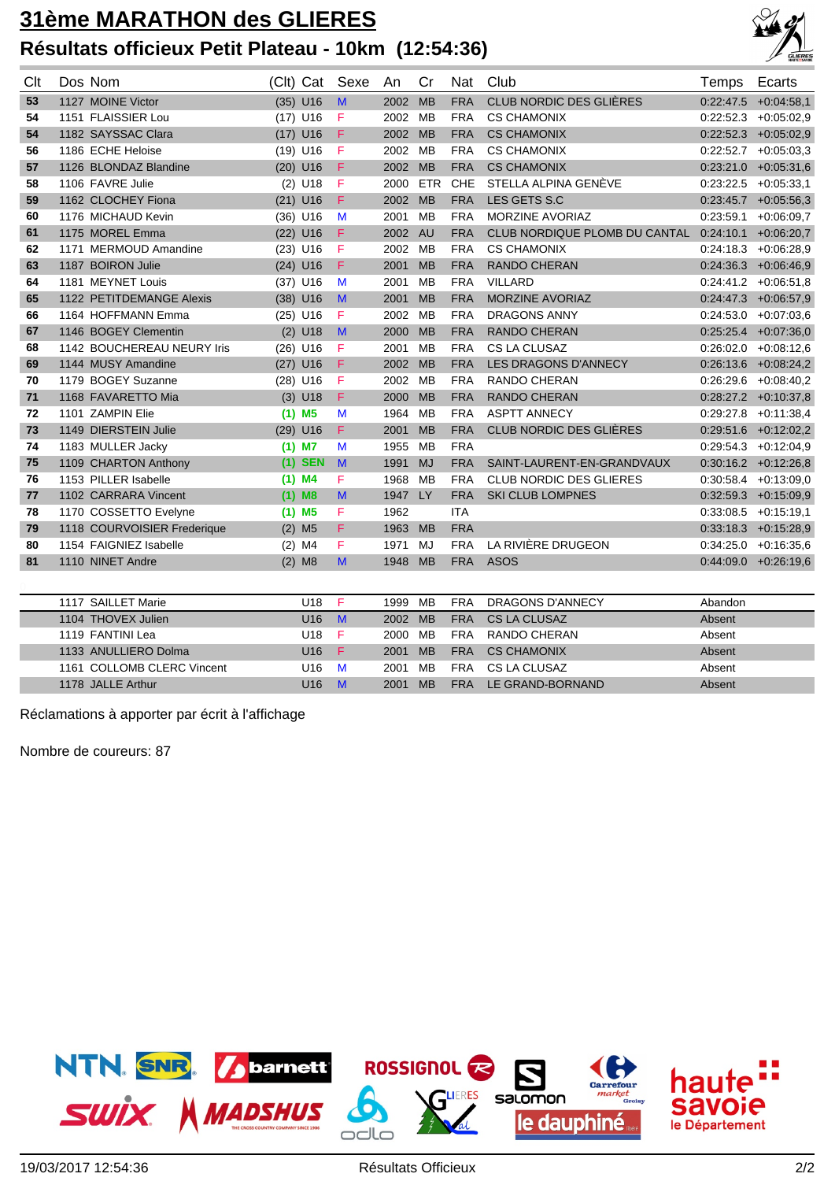# 31ème MARATHON des GLIERES

## Résultats officieux Petit Plateau - 10km (12:54:36)

| Clt | Dos | Nom | (Clt) Cat | Sexe | An | Cr | Nat | Club | Temps | Ecarts |
|---|---|---|---|---|---|---|---|---|---|---|
| 53 | 1127 | MOINE Victor | (35) U16 | M | 2002 | MB | FRA | CLUB NORDIC DES GLIÈRES | 0:22:47.5 | +0:04:58,1 |
| 54 | 1151 | FLAISSIER Lou | (17) U16 | F | 2002 | MB | FRA | CS CHAMONIX | 0:22:52.3 | +0:05:02,9 |
| 54 | 1182 | SAYSSAC Clara | (17) U16 | F | 2002 | MB | FRA | CS CHAMONIX | 0:22:52.3 | +0:05:02,9 |
| 56 | 1186 | ECHE Heloise | (19) U16 | F | 2002 | MB | FRA | CS CHAMONIX | 0:22:52.7 | +0:05:03,3 |
| 57 | 1126 | BLONDAZ Blandine | (20) U16 | F | 2002 | MB | FRA | CS CHAMONIX | 0:23:21.0 | +0:05:31,6 |
| 58 | 1106 | FAVRE Julie | (2) U18 | F | 2000 | ETR | CHE | STELLA ALPINA GENÈVE | 0:23:22.5 | +0:05:33,1 |
| 59 | 1162 | CLOCHEY Fiona | (21) U16 | F | 2002 | MB | FRA | LES GETS S.C | 0:23:45.7 | +0:05:56,3 |
| 60 | 1176 | MICHAUD Kevin | (36) U16 | M | 2001 | MB | FRA | MORZINE AVORIAZ | 0:23:59.1 | +0:06:09,7 |
| 61 | 1175 | MOREL Emma | (22) U16 | F | 2002 | AU | FRA | CLUB NORDIQUE PLOMB DU CANTAL | 0:24:10.1 | +0:06:20,7 |
| 62 | 1171 | MERMOUD Amandine | (23) U16 | F | 2002 | MB | FRA | CS CHAMONIX | 0:24:18.3 | +0:06:28,9 |
| 63 | 1187 | BOIRON Julie | (24) U16 | F | 2001 | MB | FRA | RANDO CHERAN | 0:24:36.3 | +0:06:46,9 |
| 64 | 1181 | MEYNET Louis | (37) U16 | M | 2001 | MB | FRA | VILLARD | 0:24:41.2 | +0:06:51,8 |
| 65 | 1122 | PETITDEMANGE Alexis | (38) U16 | M | 2001 | MB | FRA | MORZINE AVORIAZ | 0:24:47.3 | +0:06:57,9 |
| 66 | 1164 | HOFFMANN Emma | (25) U16 | F | 2002 | MB | FRA | DRAGONS ANNY | 0:24:53.0 | +0:07:03,6 |
| 67 | 1146 | BOGEY Clementin | (2) U18 | M | 2000 | MB | FRA | RANDO CHERAN | 0:25:25.4 | +0:07:36,0 |
| 68 | 1142 | BOUCHEREAU NEURY Iris | (26) U16 | F | 2001 | MB | FRA | CS LA CLUSAZ | 0:26:02.0 | +0:08:12,6 |
| 69 | 1144 | MUSY Amandine | (27) U16 | F | 2002 | MB | FRA | LES DRAGONS D'ANNECY | 0:26:13.6 | +0:08:24,2 |
| 70 | 1179 | BOGEY Suzanne | (28) U16 | F | 2002 | MB | FRA | RANDO CHERAN | 0:26:29.6 | +0:08:40,2 |
| 71 | 1168 | FAVARETTO Mia | (3) U18 | F | 2000 | MB | FRA | RANDO CHERAN | 0:28:27.2 | +0:10:37,8 |
| 72 | 1101 | ZAMPIN Elie | (1) M5 | M | 1964 | MB | FRA | ASPTT ANNECY | 0:29:27.8 | +0:11:38,4 |
| 73 | 1149 | DIERSTEIN Julie | (29) U16 | F | 2001 | MB | FRA | CLUB NORDIC DES GLIÈRES | 0:29:51.6 | +0:12:02,2 |
| 74 | 1183 | MULLER Jacky | (1) M7 | M | 1955 | MB | FRA | | 0:29:54.3 | +0:12:04,9 |
| 75 | 1109 | CHARTON Anthony | (1) SEN | M | 1991 | MJ | FRA | SAINT-LAURENT-EN-GRANDVAUX | 0:30:16.2 | +0:12:26,8 |
| 76 | 1153 | PILLER Isabelle | (1) M4 | F | 1968 | MB | FRA | CLUB NORDIC DES GLIERES | 0:30:58.4 | +0:13:09,0 |
| 77 | 1102 | CARRARA Vincent | (1) M8 | M | 1947 | LY | FRA | SKI CLUB LOMPNES | 0:32:59.3 | +0:15:09,9 |
| 78 | 1170 | COSSETTO Evelyne | (1) M5 | F | 1962 | | ITA | | 0:33:08.5 | +0:15:19,1 |
| 79 | 1118 | COURVOISIER Frederique | (2) M5 | F | 1963 | MB | FRA | | 0:33:18.3 | +0:15:28,9 |
| 80 | 1154 | FAIGNIEZ Isabelle | (2) M4 | F | 1971 | MJ | FRA | LA RIVIÈRE DRUGEON | 0:34:25.0 | +0:16:35,6 |
| 81 | 1110 | NINET Andre | (2) M8 | M | 1948 | MB | FRA | ASOS | 0:44:09.0 | +0:26:19,6 |

| Clt | Dos | Nom | (Clt) Cat | Sexe | An | Cr | Nat | Club | Temps | Ecarts |
|---|---|---|---|---|---|---|---|---|---|---|
| | 1117 | SAILLET Marie | U18 | F | 1999 | MB | FRA | DRAGONS D'ANNECY | Abandon | |
| | 1104 | THOVEX Julien | U16 | M | 2002 | MB | FRA | CS LA CLUSAZ | Absent | |
| | 1119 | FANTINI Lea | U18 | F | 2000 | MB | FRA | RANDO CHERAN | Absent | |
| | 1133 | ANULLIERO Dolma | U16 | F | 2001 | MB | FRA | CS CHAMONIX | Absent | |
| | 1161 | COLLOMB CLERC Vincent | U16 | M | 2001 | MB | FRA | CS LA CLUSAZ | Absent | |
| | 1178 | JALLE Arthur | U16 | M | 2001 | MB | FRA | LE GRAND-BORNAND | Absent | |

Réclamations à apporter par écrit à l'affichage

Nombre de coureurs: 87